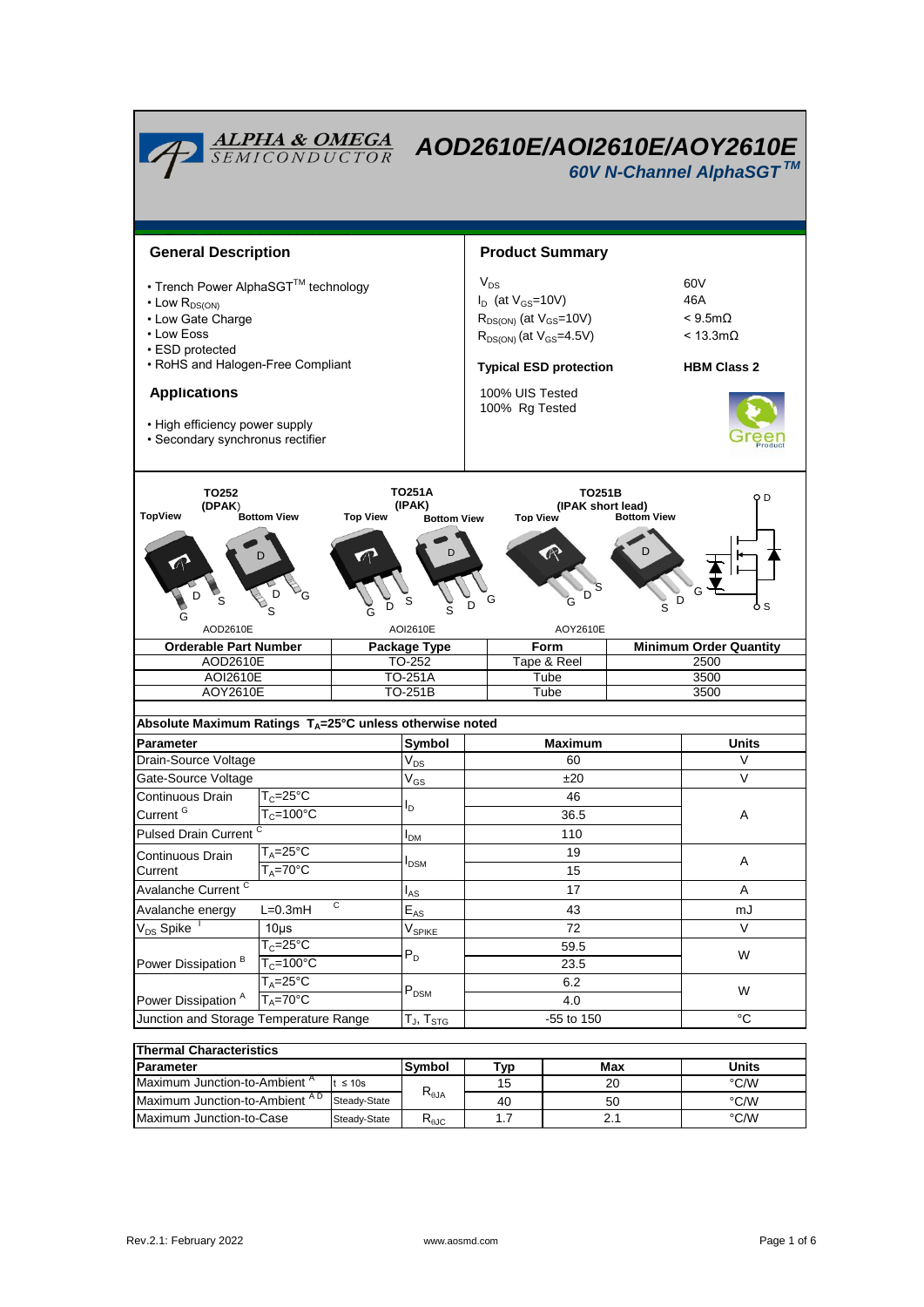# AOD2610E/AOI2610E/AOY2610E

**60V N-Channel AlphaSGT™**

## General Description

- Trench Power AlphaSGT™ technology
- Low $R_{DS(ON)}$
- Low Gate Charge
- Low Eoss
- ESD protected
- RoHS and Halogen-Free Compliant

## Applications

- High efficiency power supply
- Secondary synchronous rectifier

## Product Summary

| | |
|---|---|
| $V_{DS}$ | 60V |
| $I_D$ (at $V_{GS}$=10V) | 46A |
| $R_{DS(ON)}$ (at $V_{GS}$=10V) | < 9.5mΩ |
| $R_{DS(ON)}$ (at $V_{GS}$=4.5V) | < 13.3mΩ |

**Typical ESD protection** **HBM Class 2**

100% UIS Tested
100% Rg Tested

TO252 (DPAK) — AOD2610E
TO251A (IPAK) — AOI2610E
TO251B (IPAK short lead) — AOY2610E

| Orderable Part Number | Package Type | Form | Minimum Order Quantity |
|---|---|---|---|
| AOD2610E | TO-252 | Tape & Reel | 2500 |
| AOI2610E | TO-251A | Tube | 3500 |
| AOY2610E | TO-251B | Tube | 3500 |

### Absolute Maximum Ratings $T_A$=25°C unless otherwise noted

| Parameter | | Symbol | Maximum | Units |
|---|---|---|---|---|
| Drain-Source Voltage | | $V_{DS}$ | 60 | V |
| Gate-Source Voltage | | $V_{GS}$ | ±20 | V |
| Continuous Drain Current [G] | $T_C$=25°C | $I_D$ | 46 | A |
| | $T_C$=100°C | | 36.5 | |
| Pulsed Drain Current [C] | | $I_{DM}$ | 110 | |
| Continuous Drain Current | $T_A$=25°C | $I_{DSM}$ | 19 | A |
| | $T_A$=70°C | | 15 | |
| Avalanche Current [C] | | $I_{AS}$ | 17 | A |
| Avalanche energy | L=0.3mH [C] | $E_{AS}$ | 43 | mJ |
| $V_{DS}$ Spike [I] | 10µs | $V_{SPIKE}$ | 72 | V |
| Power Dissipation [B] | $T_C$=25°C | $P_D$ | 59.5 | W |
| | $T_C$=100°C | | 23.5 | |
| Power Dissipation [A] | $T_A$=25°C | $P_{DSM}$ | 6.2 | W |
| | $T_A$=70°C | | 4.0 | |
| Junction and Storage Temperature Range | | $T_J$, $T_{STG}$ | -55 to 150 | °C |

### Thermal Characteristics

| Parameter | | Symbol | Typ | Max | Units |
|---|---|---|---|---|---|
| Maximum Junction-to-Ambient [A] | t ≤ 10s | $R_{\theta JA}$ | 15 | 20 | °C/W |
| Maximum Junction-to-Ambient [A D] | Steady-State | | 40 | 50 | °C/W |
| Maximum Junction-to-Case | Steady-State | $R_{\theta JC}$ | 1.7 | 2.1 | °C/W |

Rev.2.1: February 2022 www.aosmd.com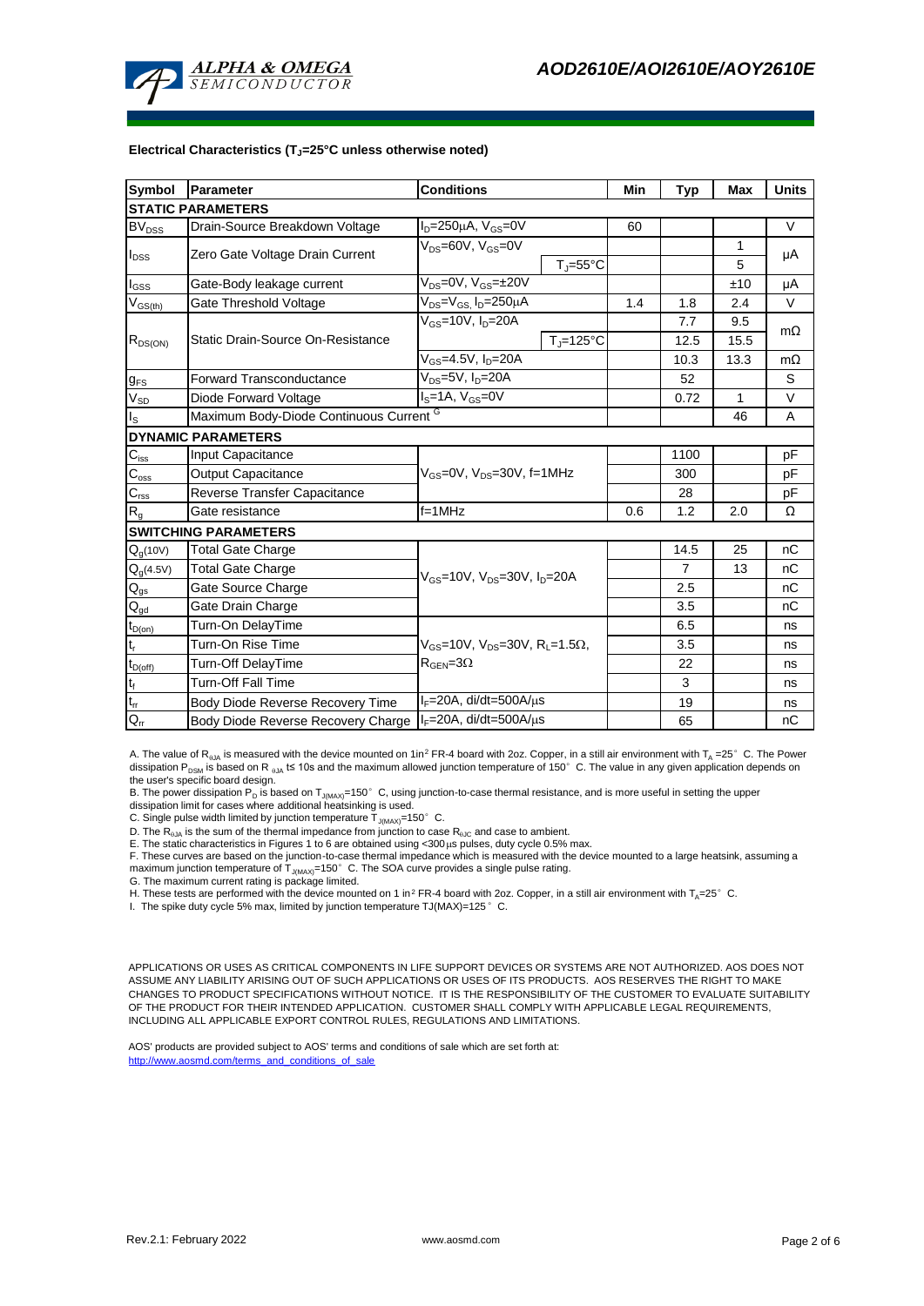**Electrical Characteristics ($T_J$=25°C unless otherwise noted)**

| Symbol | Parameter | Conditions | | Min | Typ | Max | Units |
|---|---|---|---|---|---|---|---|
| **STATIC PARAMETERS** | | | | | | | |
| $BV_{DSS}$ | Drain-Source Breakdown Voltage | $I_D$=250µA, $V_{GS}$=0V | | 60 | | | V |
| $I_{DSS}$ | Zero Gate Voltage Drain Current | $V_{DS}$=60V, $V_{GS}$=0V | | | | 1 | µA |
| | | | $T_J$=55°C | | | 5 | |
| $I_{GSS}$ | Gate-Body leakage current | $V_{DS}$=0V, $V_{GS}$=±20V | | | | ±10 | µA |
| $V_{GS(th)}$ | Gate Threshold Voltage | $V_{DS}$=$V_{GS}$, $I_D$=250µA | | 1.4 | 1.8 | 2.4 | V |
| $R_{DS(ON)}$ | Static Drain-Source On-Resistance | $V_{GS}$=10V, $I_D$=20A | | | 7.7 | 9.5 | mΩ |
| | | | $T_J$=125°C | | 12.5 | 15.5 | |
| | | $V_{GS}$=4.5V, $I_D$=20A | | | 10.3 | 13.3 | mΩ |
| $g_{FS}$ | Forward Transconductance | $V_{DS}$=5V, $I_D$=20A | | | 52 | | S |
| $V_{SD}$ | Diode Forward Voltage | $I_S$=1A, $V_{GS}$=0V | | | 0.72 | 1 | V |
| $I_S$ | Maximum Body-Diode Continuous Current G | | | | | 46 | A |
| **DYNAMIC PARAMETERS** | | | | | | | |
| $C_{iss}$ | Input Capacitance | $V_{GS}$=0V, $V_{DS}$=30V, f=1MHz | | | 1100 | | pF |
| $C_{oss}$ | Output Capacitance | | | | 300 | | pF |
| $C_{rss}$ | Reverse Transfer Capacitance | | | | 28 | | pF |
| $R_g$ | Gate resistance | f=1MHz | | 0.6 | 1.2 | 2.0 | Ω |
| **SWITCHING PARAMETERS** | | | | | | | |
| $Q_g$(10V) | Total Gate Charge | $V_{GS}$=10V, $V_{DS}$=30V, $I_D$=20A | | | 14.5 | 25 | nC |
| $Q_g$(4.5V) | Total Gate Charge | | | | 7 | 13 | nC |
| $Q_{gs}$ | Gate Source Charge | | | | 2.5 | | nC |
| $Q_{gd}$ | Gate Drain Charge | | | | 3.5 | | nC |
| $t_{D(on)}$ | Turn-On DelayTime | $V_{GS}$=10V, $V_{DS}$=30V, $R_L$=1.5Ω, $R_{GEN}$=3Ω | | | 6.5 | | ns |
| $t_r$ | Turn-On Rise Time | | | | 3.5 | | ns |
| $t_{D(off)}$ | Turn-Off DelayTime | | | | 22 | | ns |
| $t_f$ | Turn-Off Fall Time | | | | 3 | | ns |
| $t_{rr}$ | Body Diode Reverse Recovery Time | $I_F$=20A, di/dt=500A/µs | | | 19 | | ns |
| $Q_{rr}$ | Body Diode Reverse Recovery Charge | $I_F$=20A, di/dt=500A/µs | | | 65 | | nC |

A. The value of $R_{\theta JA}$ is measured with the device mounted on 1in² FR-4 board with 2oz. Copper, in a still air environment with $T_A$ =25° C. The Power dissipation $P_{DSM}$ is based on R $_{\theta JA}$ t≤ 10s and the maximum allowed junction temperature of 150° C. The value in any given application depends on the user's specific board design.
B. The power dissipation $P_D$ is based on $T_{J(MAX)}$=150° C, using junction-to-case thermal resistance, and is more useful in setting the upper dissipation limit for cases where additional heatsinking is used.
C. Single pulse width limited by junction temperature $T_{J(MAX)}$=150° C.
D. The $R_{\theta JA}$ is the sum of the thermal impedance from junction to case $R_{\theta JC}$ and case to ambient.
E. The static characteristics in Figures 1 to 6 are obtained using <300µs pulses, duty cycle 0.5% max.
F. These curves are based on the junction-to-case thermal impedance which is measured with the device mounted to a large heatsink, assuming a maximum junction temperature of $T_{J(MAX)}$=150° C. The SOA curve provides a single pulse rating.
G. The maximum current rating is package limited.
H. These tests are performed with the device mounted on 1 in² FR-4 board with 2oz. Copper, in a still air environment with $T_A$=25° C.
I. The spike duty cycle 5% max, limited by junction temperature TJ(MAX)=125° C.

APPLICATIONS OR USES AS CRITICAL COMPONENTS IN LIFE SUPPORT DEVICES OR SYSTEMS ARE NOT AUTHORIZED. AOS DOES NOT ASSUME ANY LIABILITY ARISING OUT OF SUCH APPLICATIONS OR USES OF ITS PRODUCTS. AOS RESERVES THE RIGHT TO MAKE CHANGES TO PRODUCT SPECIFICATIONS WITHOUT NOTICE. IT IS THE RESPONSIBILITY OF THE CUSTOMER TO EVALUATE SUITABILITY OF THE PRODUCT FOR THEIR INTENDED APPLICATION. CUSTOMER SHALL COMPLY WITH APPLICABLE LEGAL REQUIREMENTS, INCLUDING ALL APPLICABLE EXPORT CONTROL RULES, REGULATIONS AND LIMITATIONS.

AOS' products are provided subject to AOS' terms and conditions of sale which are set forth at:
http://www.aosmd.com/terms_and_conditions_of_sale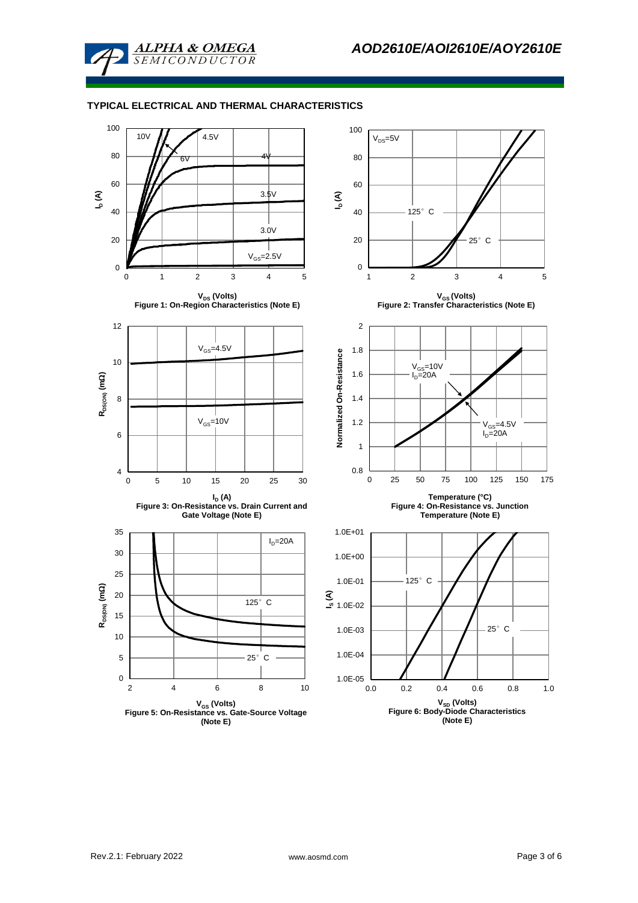## TYPICAL ELECTRICAL AND THERMAL CHARACTERISTICS

Figure 1: On-Region Characteristics (Note E)

Figure 2: Transfer Characteristics (Note E)

Figure 3: On-Resistance vs. Drain Current and Gate Voltage (Note E)

Figure 4: On-Resistance vs. Junction Temperature (Note E)

Figure 5: On-Resistance vs. Gate-Source Voltage (Note E)

Figure 6: Body-Diode Characteristics (Note E)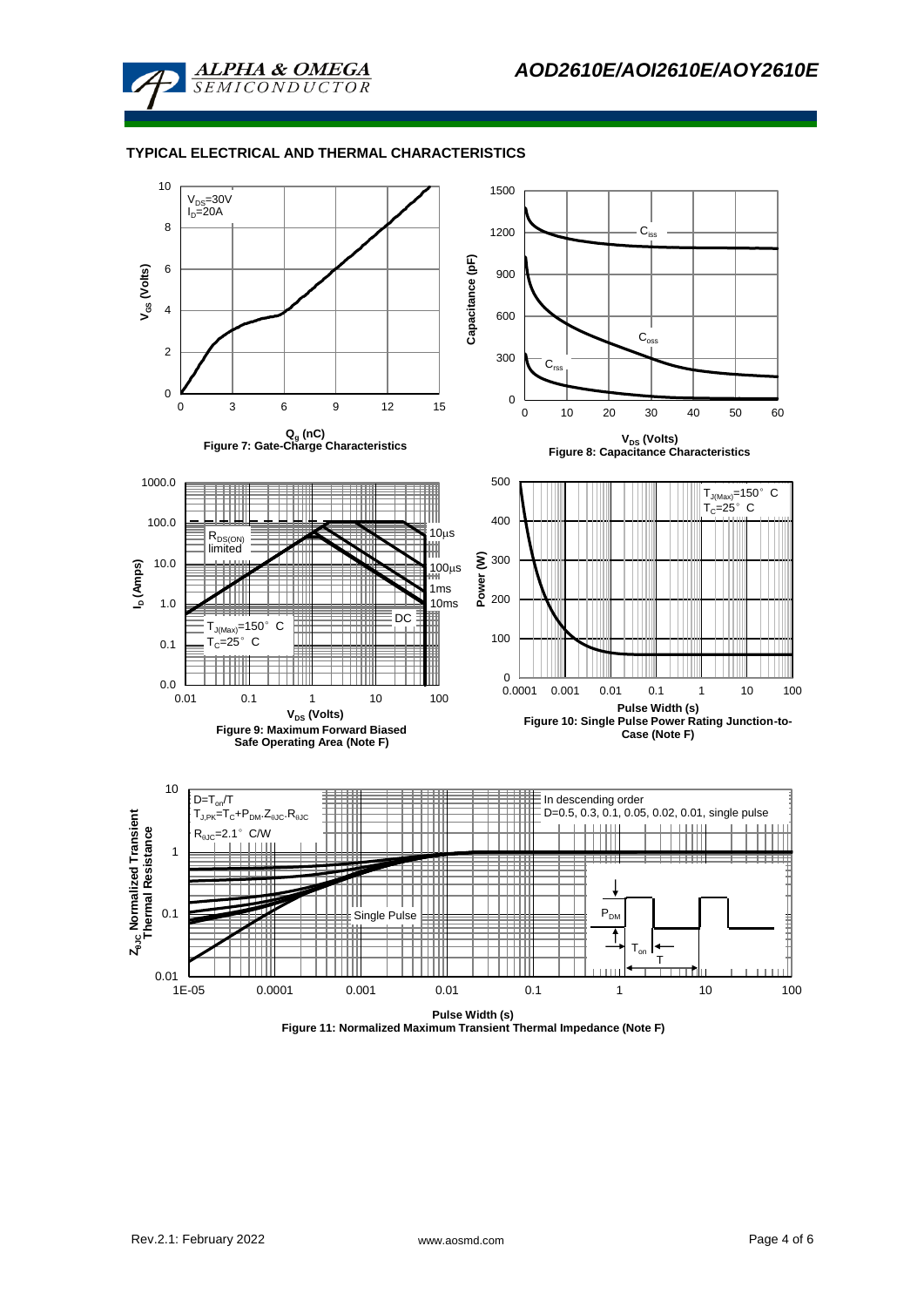## TYPICAL ELECTRICAL AND THERMAL CHARACTERISTICS

Figure 7: Gate-Charge Characteristics

Figure 8: Capacitance Characteristics

Figure 9: Maximum Forward Biased Safe Operating Area (Note F)

Figure 10: Single Pulse Power Rating Junction-to-Case (Note F)

Figure 11: Normalized Maximum Transient Thermal Impedance (Note F)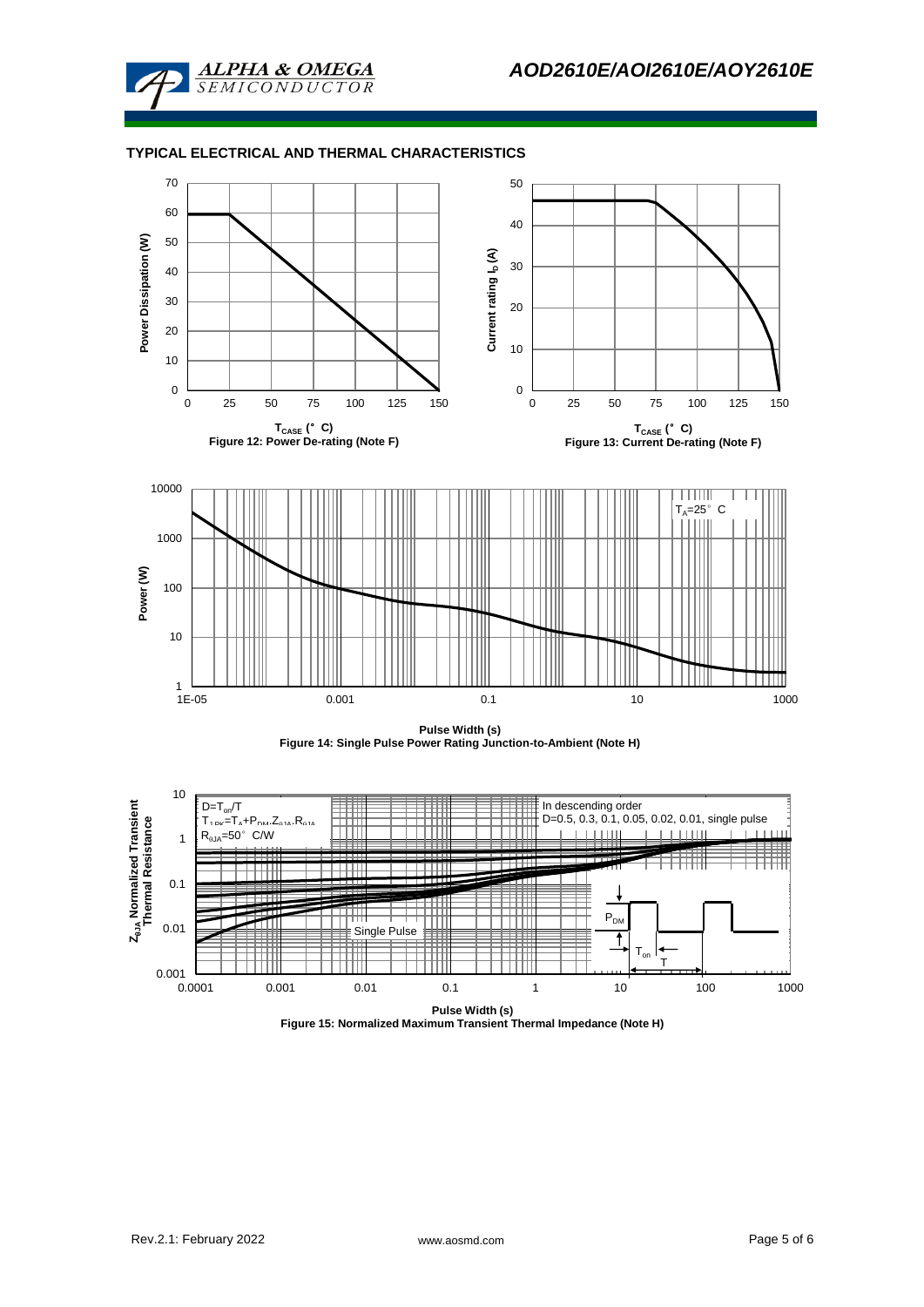## TYPICAL ELECTRICAL AND THERMAL CHARACTERISTICS

Power Dissipation (W)

$T_{CASE}$ (°C)

Figure 12: Power De-rating (Note F)

Current rating $I_D$ (A)

$T_{CASE}$ (°C)

Figure 13: Current De-rating (Note F)

Power (W)

$T_A$=25°C

Pulse Width (s)

Figure 14: Single Pulse Power Rating Junction-to-Ambient (Note H)

$Z_{\theta JA}$ Normalized Transient Thermal Resistance

$D=T_{on}/T$

$T_{J,PK}=T_A+P_{DM}.Z_{\theta JA}.R_{\theta JA}$

$R_{\theta JA}$=50°C/W

In descending order

D=0.5, 0.3, 0.1, 0.05, 0.02, 0.01, single pulse

Single Pulse

$P_{DM}$

$T_{on}$

T

Pulse Width (s)

Figure 15: Normalized Maximum Transient Thermal Impedance (Note H)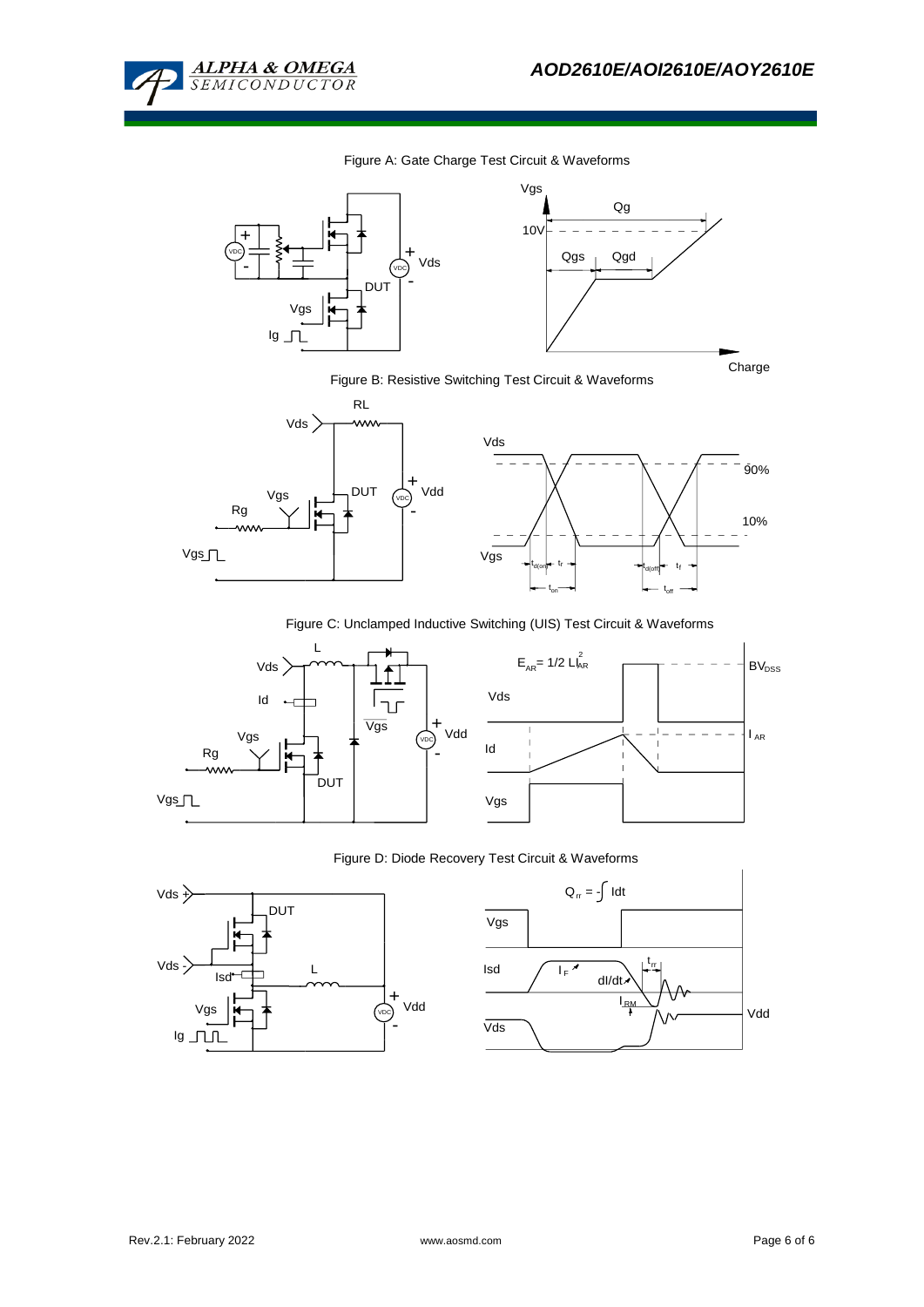Figure A: Gate Charge Test Circuit & Waveforms

Vgs
Qg
10V
Qgs
Qgd
Charge
DUT
Vds
Vgs
Ig

Figure B: Resistive Switching Test Circuit & Waveforms

RL
Vds
Vgs
DUT
Vdd
Rg
Vgs
90%
10%
$t_{d(on)}$ $t_r$ $t_{on}$
$t_{d(off)}$ $t_f$ $t_{off}$

Figure C: Unclamped Inductive Switching (UIS) Test Circuit & Waveforms

L
Vds
Id
Vgs
Vdd
Rg
DUT
$E_{AR} = 1/2\ L I_{AR}^2$
$BV_{DSS}$
$I_{AR}$

Figure D: Diode Recovery Test Circuit & Waveforms

Vds +
DUT
Vds -
Isd
L
Vgs
Vdd
Ig
$Q_{rr} = -\int Idt$
$I_F$
dI/dt
$t_{rr}$
$I_{RM}$
Vdd